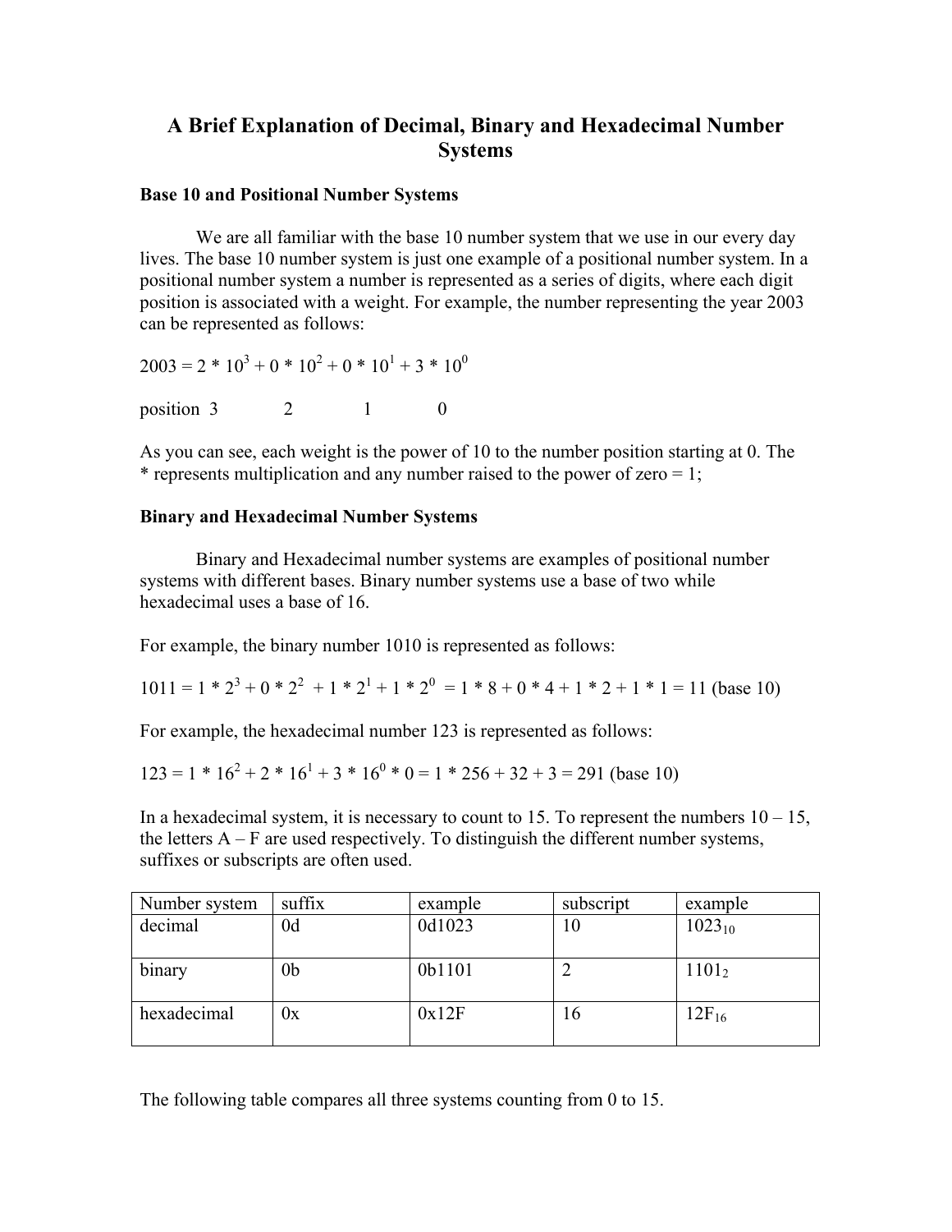# A Brief Explanation of Decimal, Binary and Hexadecimal Number Systems

**Base 10 and Positional Number Systems**

We are all familiar with the base 10 number system that we use in our every day lives. The base 10 number system is just one example of a positional number system. In a positional number system a number is represented as a series of digits, where each digit position is associated with a weight. For example, the number representing the year 2003 can be represented as follows:

$2003 = 2 * 10^3 + 0 * 10^2 + 0 * 10^1 + 3 * 10^0$

position 3 2 1 0

As you can see, each weight is the power of 10 to the number position starting at 0. The * represents multiplication and any number raised to the power of zero = 1;

**Binary and Hexadecimal Number Systems**

Binary and Hexadecimal number systems are examples of positional number systems with different bases. Binary number systems use a base of two while hexadecimal uses a base of 16.

For example, the binary number 1010 is represented as follows:

$1011 = 1 * 2^3 + 0 * 2^2 + 1 * 2^1 + 1 * 2^0 = 1 * 8 + 0 * 4 + 1 * 2 + 1 * 1 = 11$ (base 10)

For example, the hexadecimal number 123 is represented as follows:

$123 = 1 * 16^2 + 2 * 16^1 + 3 * 16^0 * 0 = 1 * 256 + 32 + 3 = 291$ (base 10)

In a hexadecimal system, it is necessary to count to 15. To represent the numbers 10 – 15, the letters A – F are used respectively. To distinguish the different number systems, suffixes or subscripts are often used.

| Number system | suffix | example | subscript | example |
|---|---|---|---|---|
| decimal | 0d | 0d1023 | 10 | $1023_{10}$ |
| binary | 0b | 0b1101 | 2 | $1101_2$ |
| hexadecimal | 0x | 0x12F | 16 | $12F_{16}$ |

The following table compares all three systems counting from 0 to 15.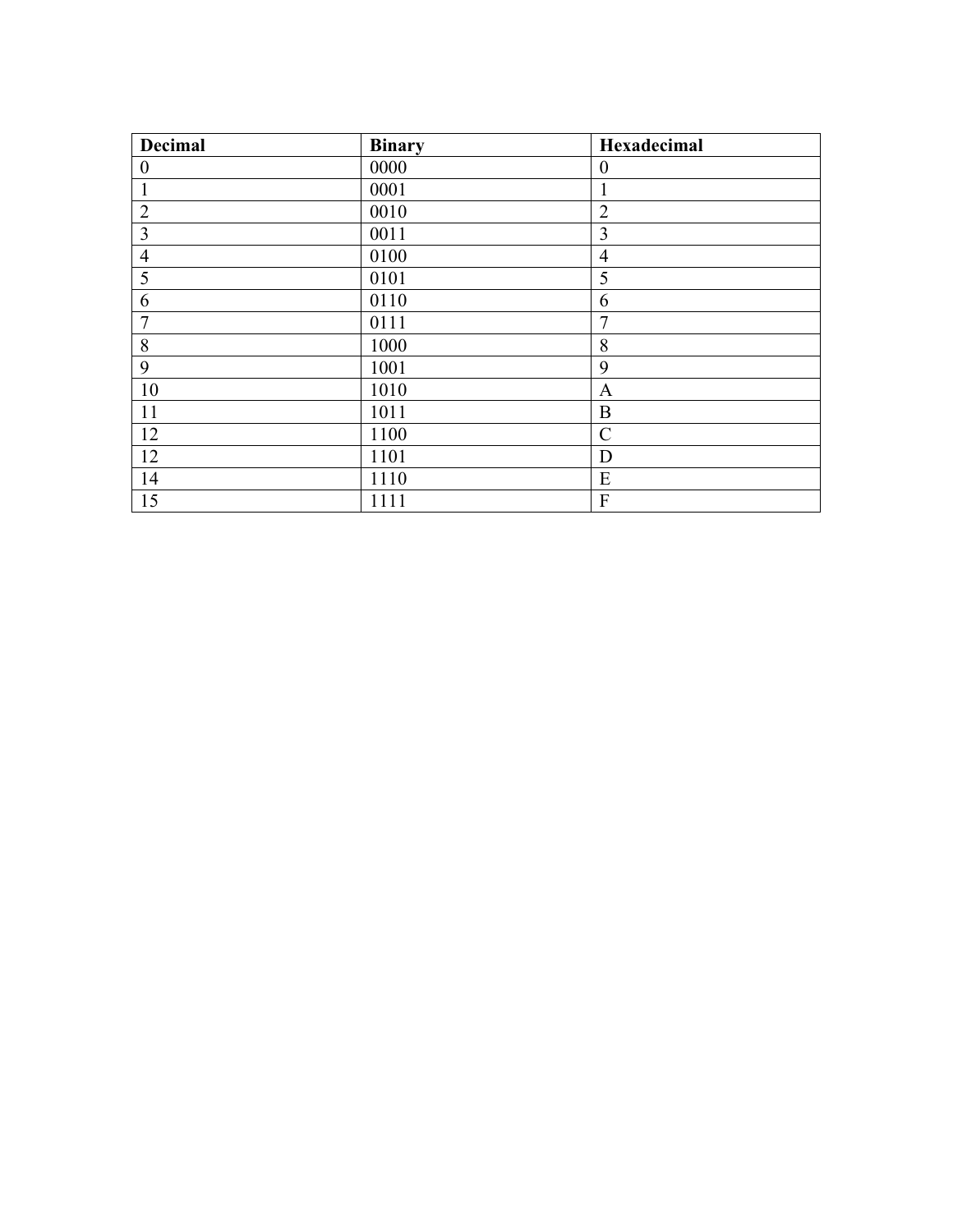| Decimal | Binary | Hexadecimal |
|---|---|---|
| 0 | 0000 | 0 |
| 1 | 0001 | 1 |
| 2 | 0010 | 2 |
| 3 | 0011 | 3 |
| 4 | 0100 | 4 |
| 5 | 0101 | 5 |
| 6 | 0110 | 6 |
| 7 | 0111 | 7 |
| 8 | 1000 | 8 |
| 9 | 1001 | 9 |
| 10 | 1010 | A |
| 11 | 1011 | B |
| 12 | 1100 | C |
| 12 | 1101 | D |
| 14 | 1110 | E |
| 15 | 1111 | F |